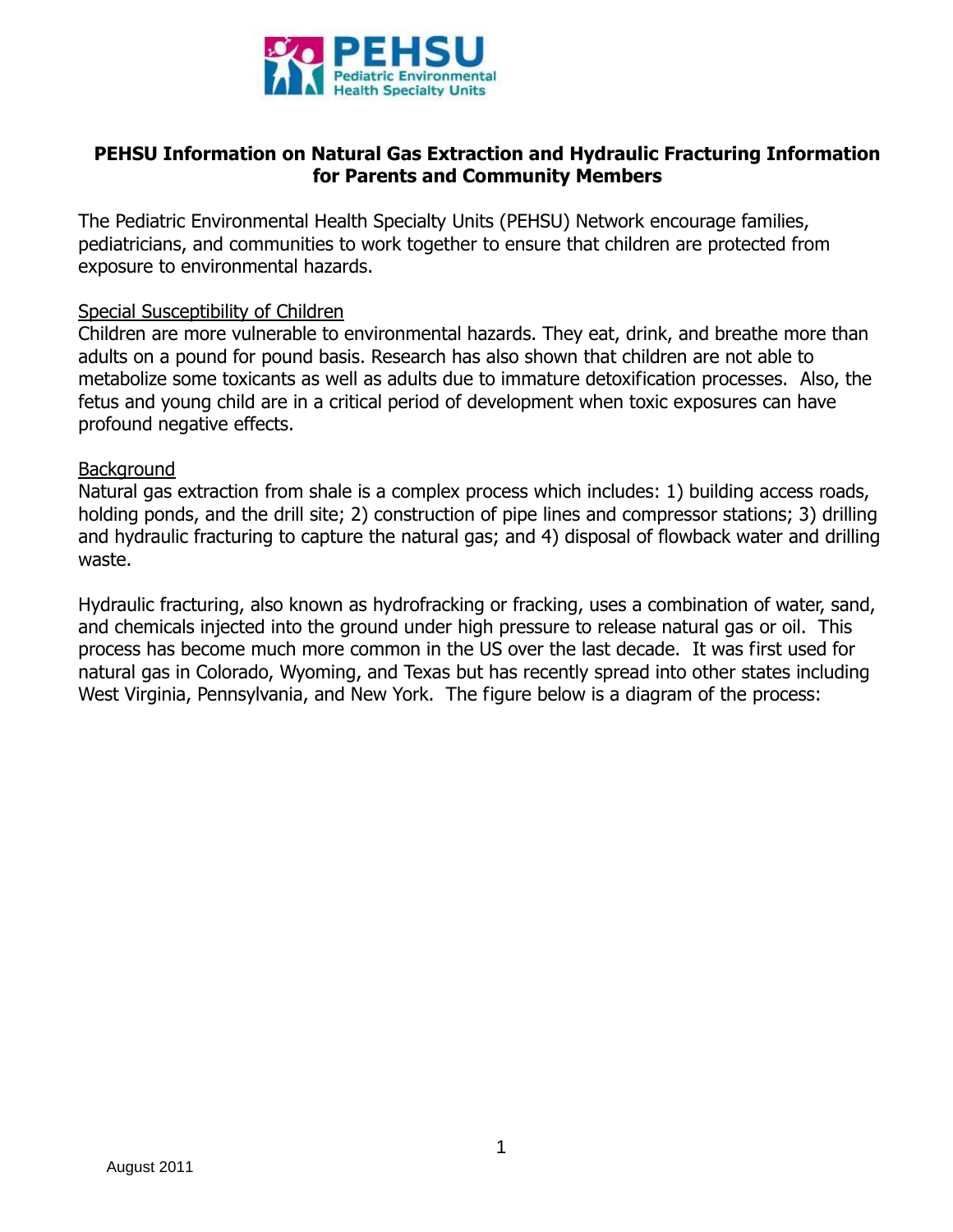# PEHSU Information on Natural Gas Extraction and Hydraulic Fracturing Information for Parents and Community Members

The Pediatric Environmental Health Specialty Units (PEHSU) Network encourage families, pediatricians, and communities to work together to ensure that children are protected from exposure to environmental hazards.

## Special Susceptibility of Children

Children are more vulnerable to environmental hazards. They eat, drink, and breathe more than adults on a pound for pound basis. Research has also shown that children are not able to metabolize some toxicants as well as adults due to immature detoxification processes. Also, the fetus and young child are in a critical period of development when toxic exposures can have profound negative effects.

## Background

Natural gas extraction from shale is a complex process which includes: 1) building access roads, holding ponds, and the drill site; 2) construction of pipe lines and compressor stations; 3) drilling and hydraulic fracturing to capture the natural gas; and 4) disposal of flowback water and drilling waste.

Hydraulic fracturing, also known as hydrofracking or fracking, uses a combination of water, sand, and chemicals injected into the ground under high pressure to release natural gas or oil. This process has become much more common in the US over the last decade. It was first used for natural gas in Colorado, Wyoming, and Texas but has recently spread into other states including West Virginia, Pennsylvania, and New York. The figure below is a diagram of the process: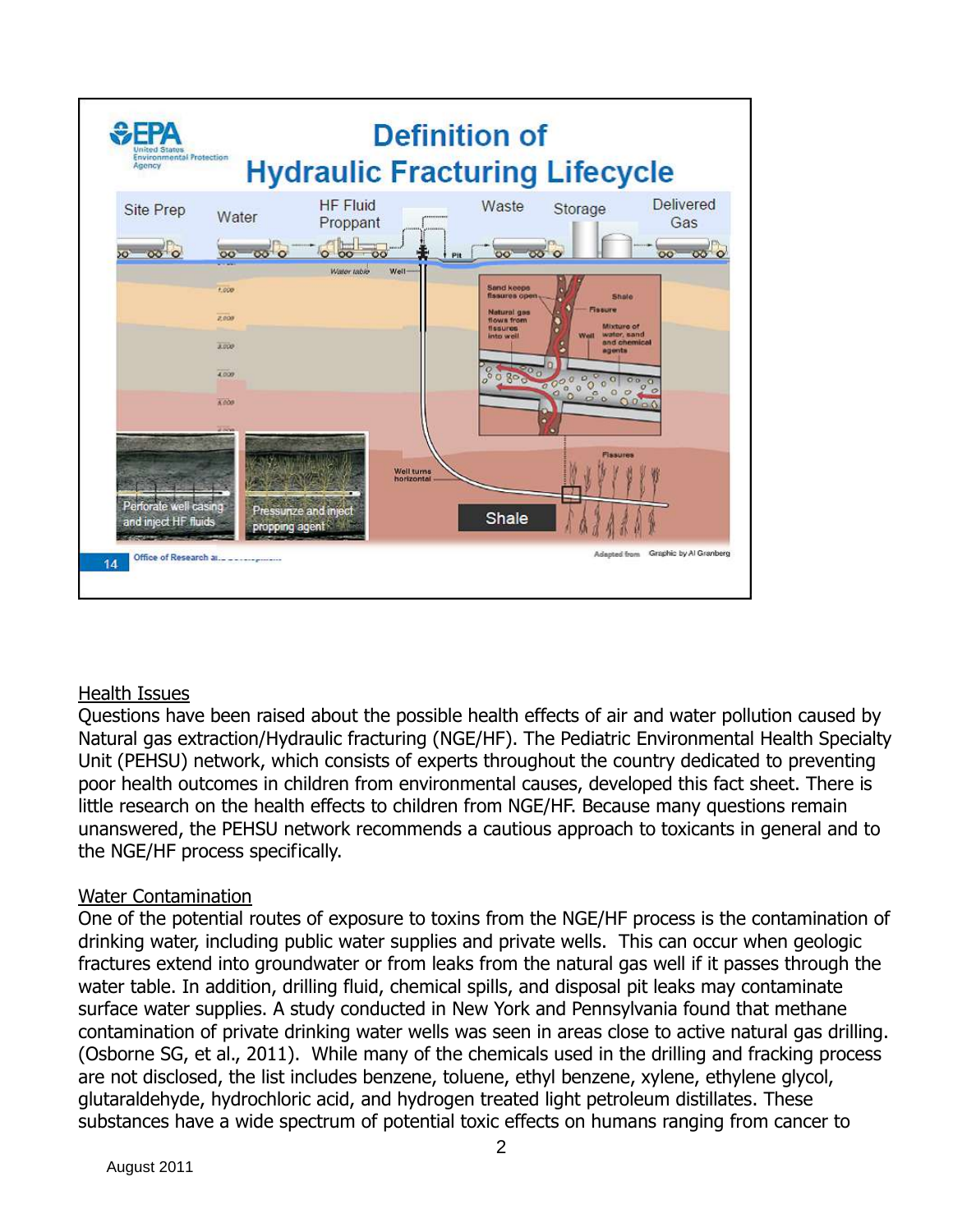## Health Issues

Questions have been raised about the possible health effects of air and water pollution caused by Natural gas extraction/Hydraulic fracturing (NGE/HF). The Pediatric Environmental Health Specialty Unit (PEHSU) network, which consists of experts throughout the country dedicated to preventing poor health outcomes in children from environmental causes, developed this fact sheet. There is little research on the health effects to children from NGE/HF. Because many questions remain unanswered, the PEHSU network recommends a cautious approach to toxicants in general and to the NGE/HF process specifically.

## Water Contamination

One of the potential routes of exposure to toxins from the NGE/HF process is the contamination of drinking water, including public water supplies and private wells. This can occur when geologic fractures extend into groundwater or from leaks from the natural gas well if it passes through the water table. In addition, drilling fluid, chemical spills, and disposal pit leaks may contaminate surface water supplies. A study conducted in New York and Pennsylvania found that methane contamination of private drinking water wells was seen in areas close to active natural gas drilling. (Osborne SG, et al., 2011). While many of the chemicals used in the drilling and fracking process are not disclosed, the list includes benzene, toluene, ethyl benzene, xylene, ethylene glycol, glutaraldehyde, hydrochloric acid, and hydrogen treated light petroleum distillates. These substances have a wide spectrum of potential toxic effects on humans ranging from cancer to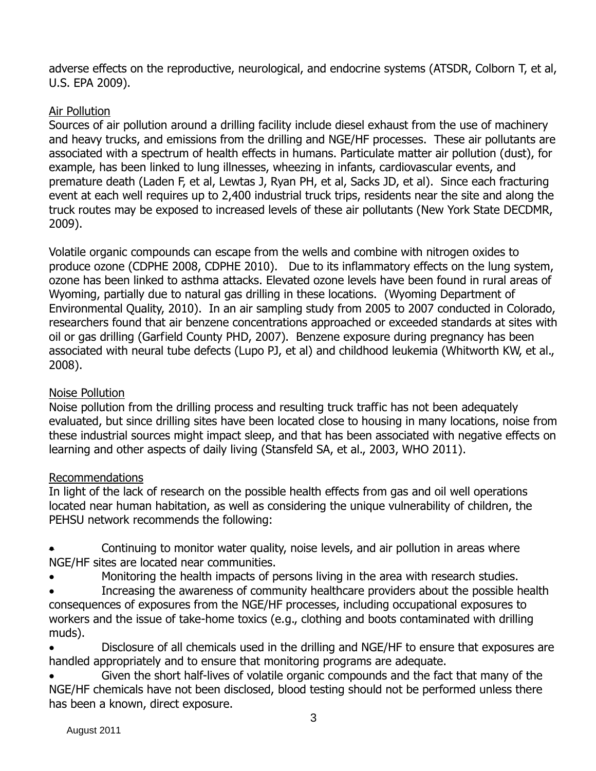adverse effects on the reproductive, neurological, and endocrine systems (ATSDR, Colborn T, et al, U.S. EPA 2009).

Air Pollution

Sources of air pollution around a drilling facility include diesel exhaust from the use of machinery and heavy trucks, and emissions from the drilling and NGE/HF processes. These air pollutants are associated with a spectrum of health effects in humans. Particulate matter air pollution (dust), for example, has been linked to lung illnesses, wheezing in infants, cardiovascular events, and premature death (Laden F, et al, Lewtas J, Ryan PH, et al, Sacks JD, et al). Since each fracturing event at each well requires up to 2,400 industrial truck trips, residents near the site and along the truck routes may be exposed to increased levels of these air pollutants (New York State DECDMR, 2009).

Volatile organic compounds can escape from the wells and combine with nitrogen oxides to produce ozone (CDPHE 2008, CDPHE 2010). Due to its inflammatory effects on the lung system, ozone has been linked to asthma attacks. Elevated ozone levels have been found in rural areas of Wyoming, partially due to natural gas drilling in these locations. (Wyoming Department of Environmental Quality, 2010). In an air sampling study from 2005 to 2007 conducted in Colorado, researchers found that air benzene concentrations approached or exceeded standards at sites with oil or gas drilling (Garfield County PHD, 2007). Benzene exposure during pregnancy has been associated with neural tube defects (Lupo PJ, et al) and childhood leukemia (Whitworth KW, et al., 2008).

Noise Pollution

Noise pollution from the drilling process and resulting truck traffic has not been adequately evaluated, but since drilling sites have been located close to housing in many locations, noise from these industrial sources might impact sleep, and that has been associated with negative effects on learning and other aspects of daily living (Stansfeld SA, et al., 2003, WHO 2011).

Recommendations

In light of the lack of research on the possible health effects from gas and oil well operations located near human habitation, as well as considering the unique vulnerability of children, the PEHSU network recommends the following:

- Continuing to monitor water quality, noise levels, and air pollution in areas where NGE/HF sites are located near communities.
- Monitoring the health impacts of persons living in the area with research studies.
- Increasing the awareness of community healthcare providers about the possible health consequences of exposures from the NGE/HF processes, including occupational exposures to workers and the issue of take-home toxics (e.g., clothing and boots contaminated with drilling muds).
- Disclosure of all chemicals used in the drilling and NGE/HF to ensure that exposures are handled appropriately and to ensure that monitoring programs are adequate.
- Given the short half-lives of volatile organic compounds and the fact that many of the NGE/HF chemicals have not been disclosed, blood testing should not be performed unless there has been a known, direct exposure.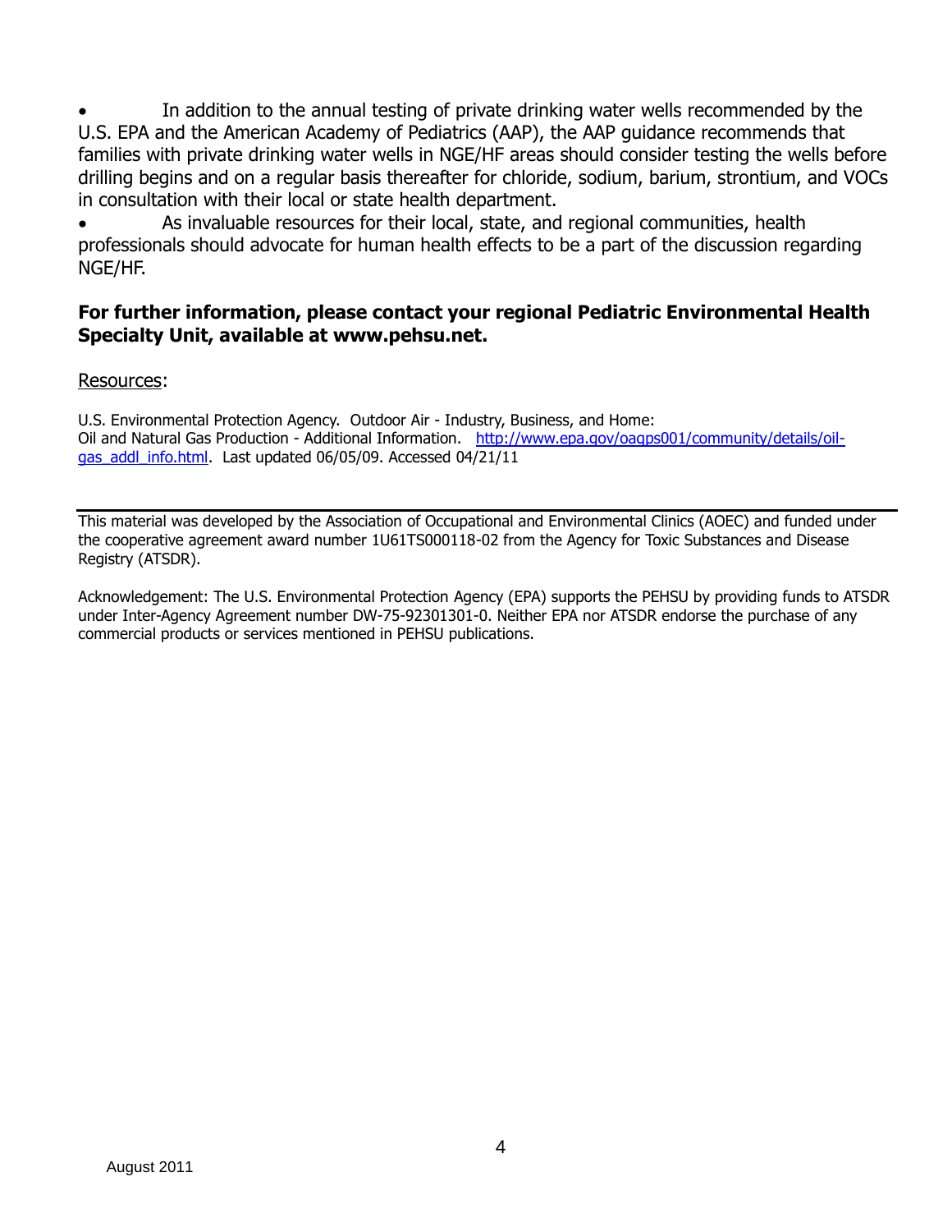- In addition to the annual testing of private drinking water wells recommended by the U.S. EPA and the American Academy of Pediatrics (AAP), the AAP guidance recommends that families with private drinking water wells in NGE/HF areas should consider testing the wells before drilling begins and on a regular basis thereafter for chloride, sodium, barium, strontium, and VOCs in consultation with their local or state health department.
- As invaluable resources for their local, state, and regional communities, health professionals should advocate for human health effects to be a part of the discussion regarding NGE/HF.

**For further information, please contact your regional Pediatric Environmental Health Specialty Unit, available at www.pehsu.net.**

Resources:

U.S. Environmental Protection Agency. Outdoor Air - Industry, Business, and Home: Oil and Natural Gas Production - Additional Information. [http://www.epa.gov/oaqps001/community/details/oil-gas_addl_info.html](http://www.epa.gov/oaqps001/community/details/oil-gas_addl_info.html). Last updated 06/05/09. Accessed 04/21/11

---

This material was developed by the Association of Occupational and Environmental Clinics (AOEC) and funded under the cooperative agreement award number 1U61TS000118-02 from the Agency for Toxic Substances and Disease Registry (ATSDR).

Acknowledgement: The U.S. Environmental Protection Agency (EPA) supports the PEHSU by providing funds to ATSDR under Inter-Agency Agreement number DW-75-92301301-0. Neither EPA nor ATSDR endorse the purchase of any commercial products or services mentioned in PEHSU publications.